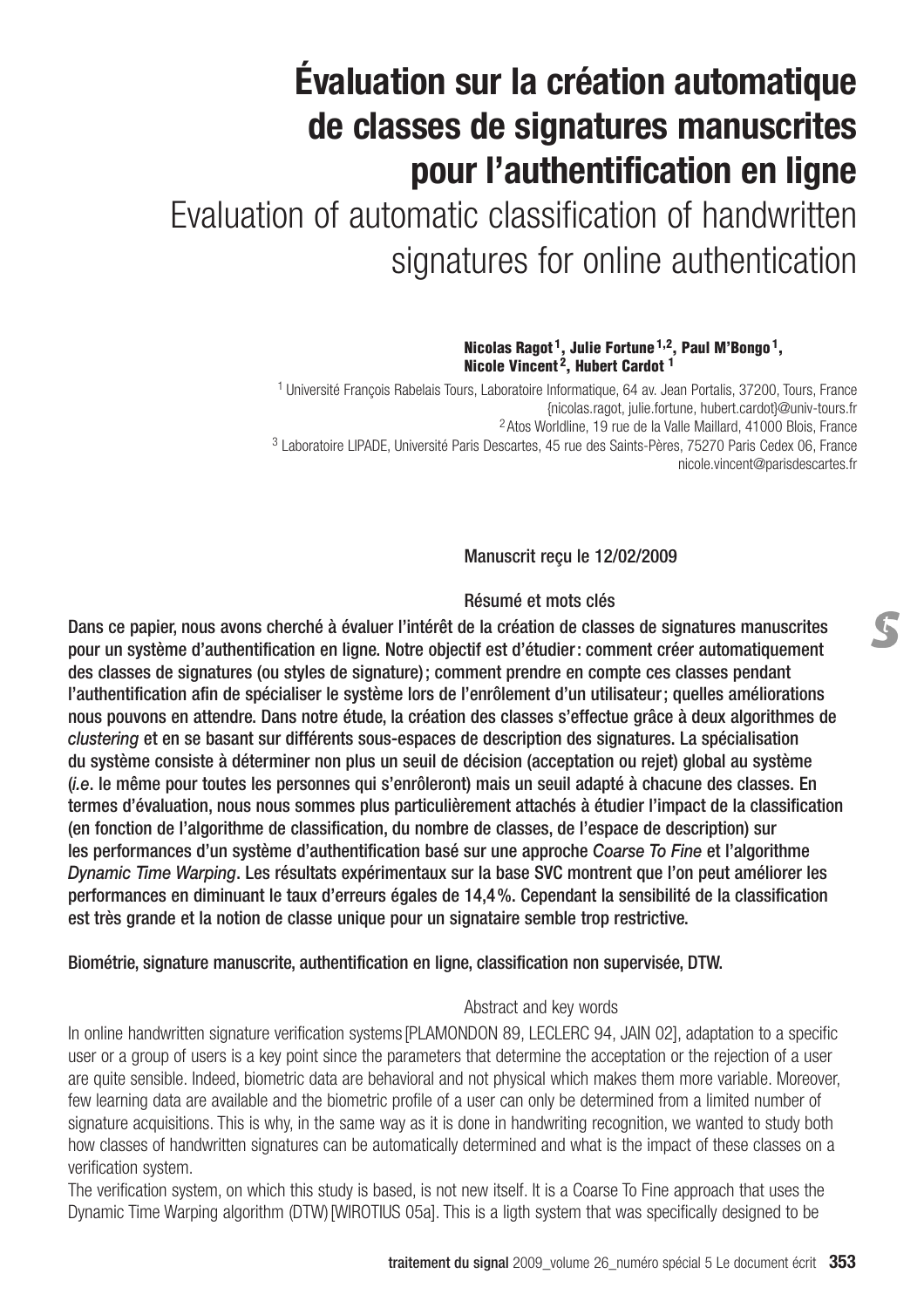# Évaluation sur la création automatique de classes de signatures manuscrites pour l'authentification en ligne

## Evaluation of automatic classification of handwritten signatures for online authentication

**Nicolas Ragot [1], Julie Fortune [1,2], Paul M'Bongo [1], Nicole Vincent [2], Hubert Cardot [1]**

[1] Université François Rabelais Tours, Laboratoire Informatique, 64 av. Jean Portalis, 37200, Tours, France
{nicolas.ragot, julie.fortune, hubert.cardot}@univ-tours.fr
[2] Atos Worldline, 19 rue de la Valle Maillard, 41000 Blois, France
[3] Laboratoire LIPADE, Université Paris Descartes, 45 rue des Saints-Pères, 75270 Paris Cedex 06, France
nicole.vincent@parisdescartes.fr

Manuscrit reçu le 12/02/2009

### Résumé et mots clés

Dans ce papier, nous avons cherché à évaluer l'intérêt de la création de classes de signatures manuscrites pour un système d'authentification en ligne. Notre objectif est d'étudier : comment créer automatiquement des classes de signatures (ou styles de signature) ; comment prendre en compte ces classes pendant l'authentification afin de spécialiser le système lors de l'enrôlement d'un utilisateur ; quelles améliorations nous pouvons en attendre. Dans notre étude, la création des classes s'effectue grâce à deux algorithmes de *clustering* et en se basant sur différents sous-espaces de description des signatures. La spécialisation du système consiste à déterminer non plus un seuil de décision (acceptation ou rejet) global au système (*i.e.* le même pour toutes les personnes qui s'enrôleront) mais un seuil adapté à chacune des classes. En termes d'évaluation, nous nous sommes plus particulièrement attachés à étudier l'impact de la classification (en fonction de l'algorithme de classification, du nombre de classes, de l'espace de description) sur les performances d'un système d'authentification basé sur une approche *Coarse To Fine* et l'algorithme *Dynamic Time Warping*. Les résultats expérimentaux sur la base SVC montrent que l'on peut améliorer les performances en diminuant le taux d'erreurs égales de 14,4 %. Cependant la sensibilité de la classification est très grande et la notion de classe unique pour un signataire semble trop restrictive.

Biométrie, signature manuscrite, authentification en ligne, classification non supervisée, DTW.

### Abstract and key words

In online handwritten signature verification systems [PLAMONDON 89, LECLERC 94, JAIN 02], adaptation to a specific user or a group of users is a key point since the parameters that determine the acceptation or the rejection of a user are quite sensible. Indeed, biometric data are behavioral and not physical which makes them more variable. Moreover, few learning data are available and the biometric profile of a user can only be determined from a limited number of signature acquisitions. This is why, in the same way as it is done in handwriting recognition, we wanted to study both how classes of handwritten signatures can be automatically determined and what is the impact of these classes on a verification system.

The verification system, on which this study is based, is not new itself. It is a Coarse To Fine approach that uses the Dynamic Time Warping algorithm (DTW) [WIROTIUS 05a]. This is a ligth system that was specifically designed to be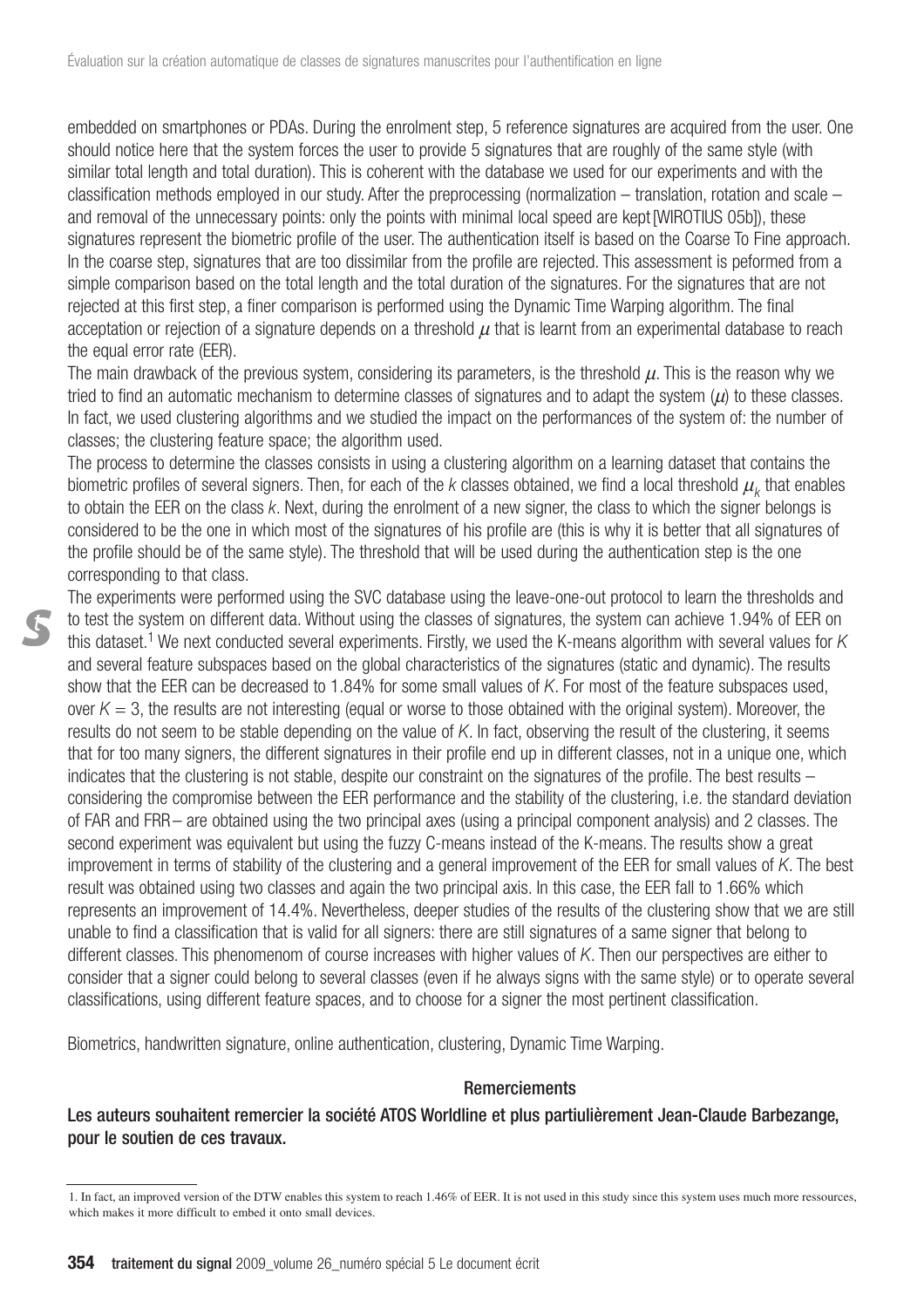embedded on smartphones or PDAs. During the enrolment step, 5 reference signatures are acquired from the user. One should notice here that the system forces the user to provide 5 signatures that are roughly of the same style (with similar total length and total duration). This is coherent with the database we used for our experiments and with the classification methods employed in our study. After the preprocessing (normalization – translation, rotation and scale – and removal of the unnecessary points: only the points with minimal local speed are kept [WIROTIUS 05b]), these signatures represent the biometric profile of the user. The authentication itself is based on the Coarse To Fine approach. In the coarse step, signatures that are too dissimilar from the profile are rejected. This assessment is peformed from a simple comparison based on the total length and the total duration of the signatures. For the signatures that are not rejected at this first step, a finer comparison is performed using the Dynamic Time Warping algorithm. The final acceptation or rejection of a signature depends on a threshold $\mu$ that is learnt from an experimental database to reach the equal error rate (EER).

The main drawback of the previous system, considering its parameters, is the threshold $\mu$. This is the reason why we tried to find an automatic mechanism to determine classes of signatures and to adapt the system ($\mu$) to these classes. In fact, we used clustering algorithms and we studied the impact on the performances of the system of: the number of classes; the clustering feature space; the algorithm used.

The process to determine the classes consists in using a clustering algorithm on a learning dataset that contains the biometric profiles of several signers. Then, for each of the *k* classes obtained, we find a local threshold $\mu_k$ that enables to obtain the EER on the class *k*. Next, during the enrolment of a new signer, the class to which the signer belongs is considered to be the one in which most of the signatures of his profile are (this is why it is better that all signatures of the profile should be of the same style). The threshold that will be used during the authentication step is the one corresponding to that class.

The experiments were performed using the SVC database using the leave-one-out protocol to learn the thresholds and to test the system on different data. Without using the classes of signatures, the system can achieve 1.94% of EER on this dataset.[1] We next conducted several experiments. Firstly, we used the K-means algorithm with several values for *K* and several feature subspaces based on the global characteristics of the signatures (static and dynamic). The results show that the EER can be decreased to 1.84% for some small values of *K*. For most of the feature subspaces used, over $K = 3$, the results are not interesting (equal or worse to those obtained with the original system). Moreover, the results do not seem to be stable depending on the value of *K*. In fact, observing the result of the clustering, it seems that for too many signers, the different signatures in their profile end up in different classes, not in a unique one, which indicates that the clustering is not stable, despite our constraint on the signatures of the profile. The best results – considering the compromise between the EER performance and the stability of the clustering, i.e. the standard deviation of FAR and FRR – are obtained using the two principal axes (using a principal component analysis) and 2 classes. The second experiment was equivalent but using the fuzzy C-means instead of the K-means. The results show a great improvement in terms of stability of the clustering and a general improvement of the EER for small values of *K*. The best result was obtained using two classes and again the two principal axis. In this case, the EER fall to 1.66% which represents an improvement of 14.4%. Nevertheless, deeper studies of the results of the clustering show that we are still unable to find a classification that is valid for all signers: there are still signatures of a same signer that belong to different classes. This phenomenom of course increases with higher values of *K*. Then our perspectives are either to consider that a signer could belong to several classes (even if he always signs with the same style) or to operate several classifications, using different feature spaces, and to choose for a signer the most pertinent classification.

Biometrics, handwritten signature, online authentication, clustering, Dynamic Time Warping.

## Remerciements

**Les auteurs souhaitent remercier la société ATOS Worldline et plus partiulièrement Jean-Claude Barbezange, pour le soutien de ces travaux.**

---

1. In fact, an improved version of the DTW enables this system to reach 1.46% of EER. It is not used in this study since this system uses much more ressources, which makes it more difficult to embed it onto small devices.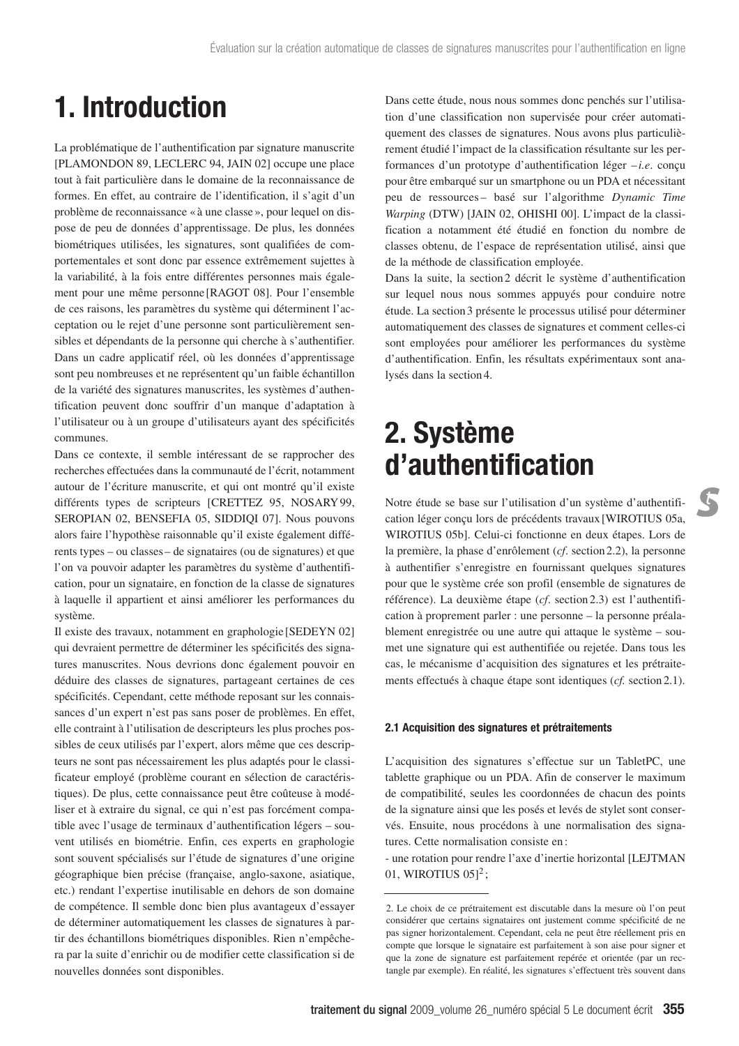# 1. Introduction

La problématique de l'authentification par signature manuscrite [PLAMONDON 89, LECLERC 94, JAIN 02] occupe une place tout à fait particulière dans le domaine de la reconnaissance de formes. En effet, au contraire de l'identification, il s'agit d'un problème de reconnaissance « à une classe », pour lequel on dispose de peu de données d'apprentissage. De plus, les données biométriques utilisées, les signatures, sont qualifiées de comportementales et sont donc par essence extrêmement sujettes à la variabilité, à la fois entre différentes personnes mais également pour une même personne [RAGOT 08]. Pour l'ensemble de ces raisons, les paramètres du système qui déterminent l'acceptation ou le rejet d'une personne sont particulièrement sensibles et dépendants de la personne qui cherche à s'authentifier. Dans un cadre applicatif réel, où les données d'apprentissage sont peu nombreuses et ne représentent qu'un faible échantillon de la variété des signatures manuscrites, les systèmes d'authentification peuvent donc souffrir d'un manque d'adaptation à l'utilisateur ou à un groupe d'utilisateurs ayant des spécificités communes.

Dans ce contexte, il semble intéressant de se rapprocher des recherches effectuées dans la communauté de l'écrit, notamment autour de l'écriture manuscrite, et qui ont montré qu'il existe différents types de scripteurs [CRETTEZ 95, NOSARY 99, SEROPIAN 02, BENSEFIA 05, SIDDIQI 07]. Nous pouvons alors faire l'hypothèse raisonnable qu'il existe également différents types – ou classes – de signataires (ou de signatures) et que l'on va pouvoir adapter les paramètres du système d'authentification, pour un signataire, en fonction de la classe de signatures à laquelle il appartient et ainsi améliorer les performances du système.

Il existe des travaux, notamment en graphologie [SEDEYN 02] qui devraient permettre de déterminer les spécificités des signatures manuscrites. Nous devrions donc également pouvoir en déduire des classes de signatures, partageant certaines de ces spécificités. Cependant, cette méthode reposant sur les connaissances d'un expert n'est pas sans poser de problèmes. En effet, elle contraint à l'utilisation de descripteurs les plus proches possibles de ceux utilisés par l'expert, alors même que ces descripteurs ne sont pas nécessairement les plus adaptés pour le classificateur employé (problème courant en sélection de caractéristiques). De plus, cette connaissance peut être coûteuse à modéliser et à extraire du signal, ce qui n'est pas forcément compatible avec l'usage de terminaux d'authentification légers – souvent utilisés en biométrie. Enfin, ces experts en graphologie sont souvent spécialisés sur l'étude de signatures d'une origine géographique bien précise (française, anglo-saxone, asiatique, etc.) rendant l'expertise inutilisable en dehors de son domaine de compétence. Il semble donc bien plus avantageux d'essayer de déterminer automatiquement les classes de signatures à partir des échantillons biométriques disponibles. Rien n'empêchera par la suite d'enrichir ou de modifier cette classification si de nouvelles données sont disponibles.

Dans cette étude, nous nous sommes donc penchés sur l'utilisation d'une classification non supervisée pour créer automatiquement des classes de signatures. Nous avons plus particulièrement étudié l'impact de la classification résultante sur les performances d'un prototype d'authentification léger – *i.e.* conçu pour être embarqué sur un smartphone ou un PDA et nécessitant peu de ressources – basé sur l'algorithme *Dynamic Time Warping* (DTW) [JAIN 02, OHISHI 00]. L'impact de la classification a notamment été étudié en fonction du nombre de classes obtenu, de l'espace de représentation utilisé, ainsi que de la méthode de classification employée.

Dans la suite, la section 2 décrit le système d'authentification sur lequel nous nous sommes appuyés pour conduire notre étude. La section 3 présente le processus utilisé pour déterminer automatiquement des classes de signatures et comment celles-ci sont employées pour améliorer les performances du système d'authentification. Enfin, les résultats expérimentaux sont analysés dans la section 4.

# 2. Système d'authentification

Notre étude se base sur l'utilisation d'un système d'authentification léger conçu lors de précédents travaux [WIROTIUS 05a, WIROTIUS 05b]. Celui-ci fonctionne en deux étapes. Lors de la première, la phase d'enrôlement (*cf.* section 2.2), la personne à authentifier s'enregistre en fournissant quelques signatures pour que le système crée son profil (ensemble de signatures de référence). La deuxième étape (*cf.* section 2.3) est l'authentification à proprement parler : une personne – la personne préalablement enregistrée ou une autre qui attaque le système – soumet une signature qui est authentifiée ou rejetée. Dans tous les cas, le mécanisme d'acquisition des signatures et les prétraitements effectués à chaque étape sont identiques (*cf.* section 2.1).

### 2.1 Acquisition des signatures et prétraitements

L'acquisition des signatures s'effectue sur un TabletPC, une tablette graphique ou un PDA. Afin de conserver le maximum de compatibilité, seules les coordonnées de chacun des points de la signature ainsi que les posés et levés de stylet sont conservés. Ensuite, nous procédons à une normalisation des signatures. Cette normalisation consiste en :

- une rotation pour rendre l'axe d'inertie horizontal [LEJTMAN 01, WIROTIUS 05] [2] ;

2. Le choix de ce prétraitement est discutable dans la mesure où l'on peut considérer que certains signataires ont justement comme spécificité de ne pas signer horizontalement. Cependant, cela ne peut être réellement pris en compte que lorsque le signataire est parfaitement à son aise pour signer et que la zone de signature est parfaitement repérée et orientée (par un rectangle par exemple). En réalité, les signatures s'effectuent très souvent dans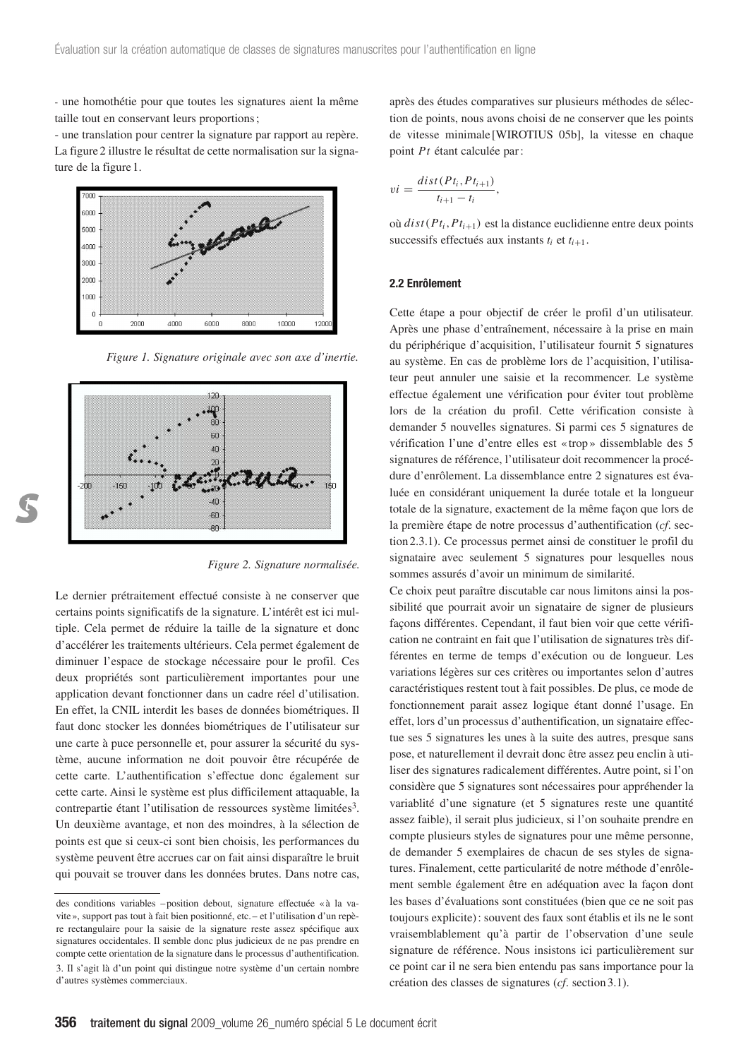- une homothétie pour que toutes les signatures aient la même taille tout en conservant leurs proportions ;

- une translation pour centrer la signature par rapport au repère. La figure 2 illustre le résultat de cette normalisation sur la signature de la figure 1.

7000
6000
5000
4000
3000
2000
1000
0
0 2000 4000 6000 8000 10000 12000

*Figure 1. Signature originale avec son axe d'inertie.*

120
100
80
60
40
20
-200 -150 -100 -50 0 50 100 150
-20
-40
-60
-80

*Figure 2. Signature normalisée.*

Le dernier prétraitement effectué consiste à ne conserver que certains points significatifs de la signature. L'intérêt est ici multiple. Cela permet de réduire la taille de la signature et donc d'accélérer les traitements ultérieurs. Cela permet également de diminuer l'espace de stockage nécessaire pour le profil. Ces deux propriétés sont particulièrement importantes pour une application devant fonctionner dans un cadre réel d'utilisation. En effet, la CNIL interdit les bases de données biométriques. Il faut donc stocker les données biométriques de l'utilisateur sur une carte à puce personnelle et, pour assurer la sécurité du système, aucune information ne doit pouvoir être récupérée de cette carte. L'authentification s'effectue donc également sur cette carte. Ainsi le système est plus difficilement attaquable, la contrepartie étant l'utilisation de ressources système limitées[3]. Un deuxième avantage, et non des moindres, à la sélection de points est que si ceux-ci sont bien choisis, les performances du système peuvent être accrues car on fait ainsi disparaître le bruit qui pouvait se trouver dans les données brutes. Dans notre cas, après des études comparatives sur plusieurs méthodes de sélection de points, nous avons choisi de ne conserver que les points de vitesse minimale [WIROTIUS 05b], la vitesse en chaque point $Pt$ étant calculée par :

$$vi = \frac{dist(Pt_i, Pt_{i+1})}{t_{i+1} - t_i},$$

où $dist(Pt_i, Pt_{i+1})$ est la distance euclidienne entre deux points successifs effectués aux instants $t_i$ et $t_{i+1}$.

### 2.2 Enrôlement

Cette étape a pour objectif de créer le profil d'un utilisateur. Après une phase d'entraînement, nécessaire à la prise en main du périphérique d'acquisition, l'utilisateur fournit 5 signatures au système. En cas de problème lors de l'acquisition, l'utilisateur peut annuler une saisie et la recommencer. Le système effectue également une vérification pour éviter tout problème lors de la création du profil. Cette vérification consiste à demander 5 nouvelles signatures. Si parmi ces 5 signatures de vérification l'une d'entre elles est « trop » dissemblable des 5 signatures de référence, l'utilisateur doit recommencer la procédure d'enrôlement. La dissemblance entre 2 signatures est évaluée en considérant uniquement la durée totale et la longueur totale de la signature, exactement de la même façon que lors de la première étape de notre processus d'authentification (*cf*. section 2.3.1). Ce processus permet ainsi de constituer le profil du signataire avec seulement 5 signatures pour lesquelles nous sommes assurés d'avoir un minimum de similarité.

Ce choix peut paraître discutable car nous limitons ainsi la possibilité que pourrait avoir un signataire de signer de plusieurs façons différentes. Cependant, il faut bien voir que cette vérification ne contraint en fait que l'utilisation de signatures très différentes en terme de temps d'exécution ou de longueur. Les variations légères sur ces critères ou importantes selon d'autres caractéristiques restent tout à fait possibles. De plus, ce mode de fonctionnement parait assez logique étant donné l'usage. En effet, lors d'un processus d'authentification, un signataire effectue ses 5 signatures les unes à la suite des autres, presque sans pose, et naturellement il devrait donc être assez peu enclin à utiliser des signatures radicalement différentes. Autre point, si l'on considère que 5 signatures sont nécessaires pour appréhender la variablité d'une signature (et 5 signatures reste une quantité assez faible), il serait plus judicieux, si l'on souhaite prendre en compte plusieurs styles de signatures pour une même personne, de demander 5 exemplaires de chacun de ses styles de signatures. Finalement, cette particularité de notre méthode d'enrôlement semble également être en adéquation avec la façon dont les bases d'évaluations sont constituées (bien que ce ne soit pas toujours explicite) : souvent des faux sont établis et ils ne le sont vraisemblablement qu'à partir de l'observation d'une seule signature de référence. Nous insistons ici particulièrement sur ce point car il ne sera bien entendu pas sans importance pour la création des classes de signatures (*cf*. section 3.1).

---

des conditions variables – position debout, signature effectuée « à la va-vite », support pas tout à fait bien positionné, etc. – et l'utilisation d'un repère rectangulaire pour la saisie de la signature reste assez spécifique aux signatures occidentales. Il semble donc plus judicieux de ne pas prendre en compte cette orientation de la signature dans le processus d'authentification.

3. Il s'agit là d'un point qui distingue notre système d'un certain nombre d'autres systèmes commerciaux.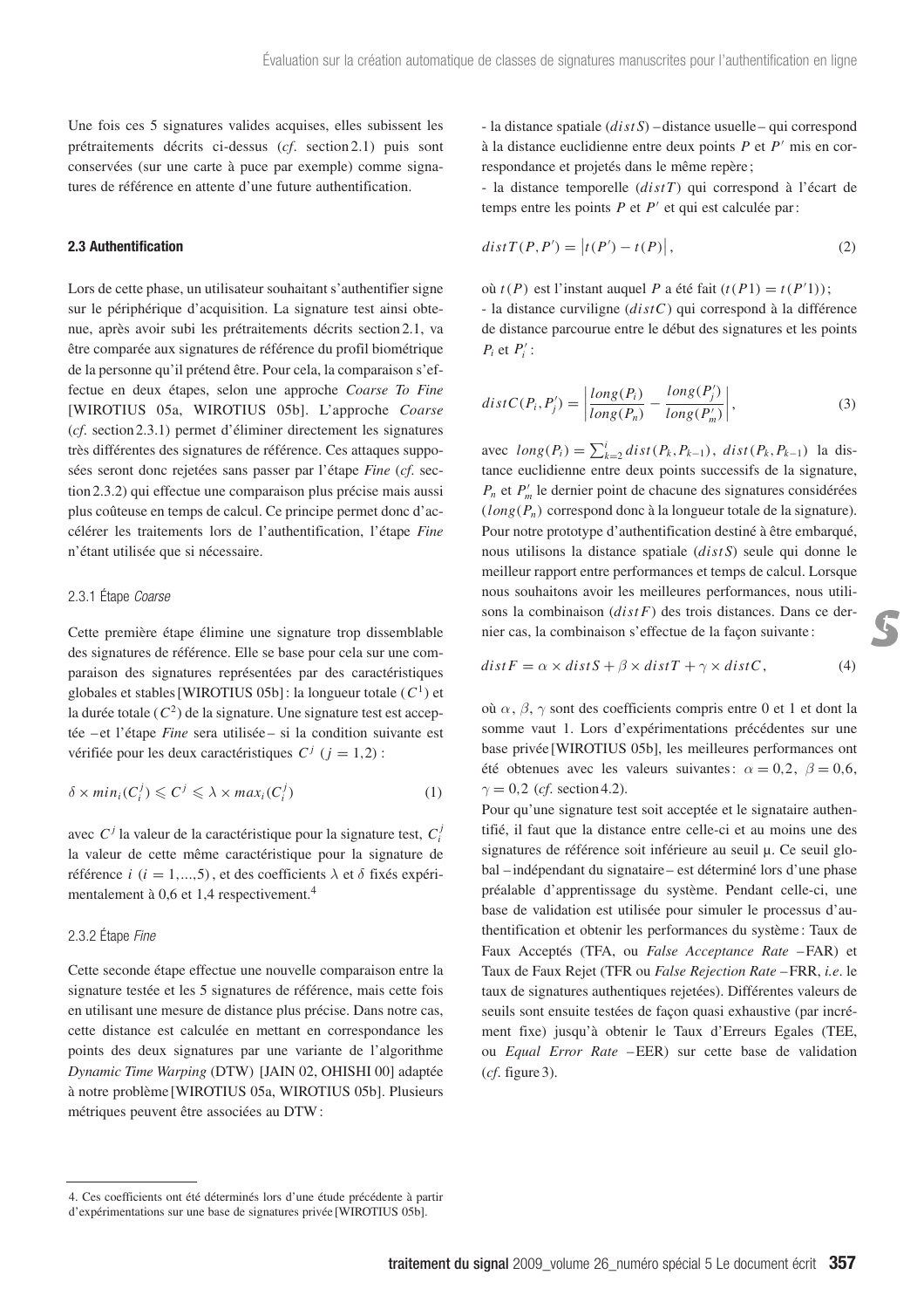Une fois ces 5 signatures valides acquises, elles subissent les prétraitements décrits ci-dessus (*cf.* section 2.1) puis sont conservées (sur une carte à puce par exemple) comme signatures de référence en attente d'une future authentification.

### 2.3 Authentification

Lors de cette phase, un utilisateur souhaitant s'authentifier signe sur le périphérique d'acquisition. La signature test ainsi obtenue, après avoir subi les prétraitements décrits section 2.1, va être comparée aux signatures de référence du profil biométrique de la personne qu'il prétend être. Pour cela, la comparaison s'effectue en deux étapes, selon une approche *Coarse To Fine* [WIROTIUS 05a, WIROTIUS 05b]. L'approche *Coarse* (*cf.* section 2.3.1) permet d'éliminer directement les signatures très différentes des signatures de référence. Ces attaques supposées seront donc rejetées sans passer par l'étape *Fine* (*cf.* section 2.3.2) qui effectue une comparaison plus précise mais aussi plus coûteuse en temps de calcul. Ce principe permet donc d'accélérer les traitements lors de l'authentification, l'étape *Fine* n'étant utilisée que si nécessaire.

#### 2.3.1 Étape *Coarse*

Cette première étape élimine une signature trop dissemblable des signatures de référence. Elle se base pour cela sur une comparaison des signatures représentées par des caractéristiques globales et stables [WIROTIUS 05b] : la longueur totale ($C^1$) et la durée totale ($C^2$) de la signature. Une signature test est acceptée – et l'étape *Fine* sera utilisée – si la condition suivante est vérifiée pour les deux caractéristiques $C^j$ ($j = 1,2$) :

$$\delta \times min_i(C_i^j) \leqslant C^j \leqslant \lambda \times max_i(C_i^j) \tag{1}$$

avec $C^j$ la valeur de la caractéristique pour la signature test, $C_i^j$ la valeur de cette même caractéristique pour la signature de référence $i$ ($i = 1,...,5$), et des coefficients $\lambda$ et $\delta$ fixés expérimentalement à 0,6 et 1,4 respectivement.[4]

#### 2.3.2 Étape *Fine*

Cette seconde étape effectue une nouvelle comparaison entre la signature testée et les 5 signatures de référence, mais cette fois en utilisant une mesure de distance plus précise. Dans notre cas, cette distance est calculée en mettant en correspondance les points des deux signatures par une variante de l'algorithme *Dynamic Time Warping* (DTW) [JAIN 02, OHISHI 00] adaptée à notre problème [WIROTIUS 05a, WIROTIUS 05b]. Plusieurs métriques peuvent être associées au DTW :

- la distance spatiale ($distS$) – distance usuelle – qui correspond à la distance euclidienne entre deux points $P$ et $P'$ mis en correspondance et projetés dans le même repère ;

- la distance temporelle ($distT$) qui correspond à l'écart de temps entre les points $P$ et $P'$ et qui est calculée par :

$$distT(P, P') = \left|t(P') - t(P)\right|, \tag{2}$$

où $t(P)$ est l'instant auquel $P$ a été fait ($t(P1) = t(P'1)$) ;

- la distance curviligne ($distC$) qui correspond à la différence de distance parcourue entre le début des signatures et les points $P_i$ et $P_i'$ :

$$distC(P_i, P_j') = \left|\frac{long(P_i)}{long(P_n)} - \frac{long(P_j')}{long(P_m')}\right|, \tag{3}$$

avec $long(P_i) = \sum_{k=2}^{i} dist(P_k, P_{k-1})$, $dist(P_k, P_{k-1})$ la distance euclidienne entre deux points successifs de la signature, $P_n$ et $P_m'$ le dernier point de chacune des signatures considérées ($long(P_n)$ correspond donc à la longueur totale de la signature). Pour notre prototype d'authentification destiné à être embarqué, nous utilisons la distance spatiale ($distS$) seule qui donne le meilleur rapport entre performances et temps de calcul. Lorsque nous souhaitons avoir les meilleures performances, nous utilisons la combinaison ($distF$) des trois distances. Dans ce dernier cas, la combinaison s'effectue de la façon suivante :

$$distF = \alpha \times distS + \beta \times distT + \gamma \times distC, \tag{4}$$

où $\alpha$, $\beta$, $\gamma$ sont des coefficients compris entre 0 et 1 et dont la somme vaut 1. Lors d'expérimentations précédentes sur une base privée [WIROTIUS 05b], les meilleures performances ont été obtenues avec les valeurs suivantes : $\alpha = 0,2$, $\beta = 0,6$, $\gamma = 0,2$ (*cf.* section 4.2).

Pour qu'une signature test soit acceptée et le signataire authentifié, il faut que la distance entre celle-ci et au moins une des signatures de référence soit inférieure au seuil µ. Ce seuil global – indépendant du signataire – est déterminé lors d'une phase préalable d'apprentissage du système. Pendant celle-ci, une base de validation est utilisée pour simuler le processus d'authentification et obtenir les performances du système : Taux de Faux Acceptés (TFA, ou *False Acceptance Rate* – FAR) et Taux de Faux Rejet (TFR ou *False Rejection Rate* – FRR, *i.e.* le taux de signatures authentiques rejetées). Différentes valeurs de seuils sont ensuite testées de façon quasi exhaustive (par incrément fixe) jusqu'à obtenir le Taux d'Erreurs Egales (TEE, ou *Equal Error Rate* – EER) sur cette base de validation (*cf.* figure 3).

---

4. Ces coefficients ont été déterminés lors d'une étude précédente à partir d'expérimentations sur une base de signatures privée [WIROTIUS 05b].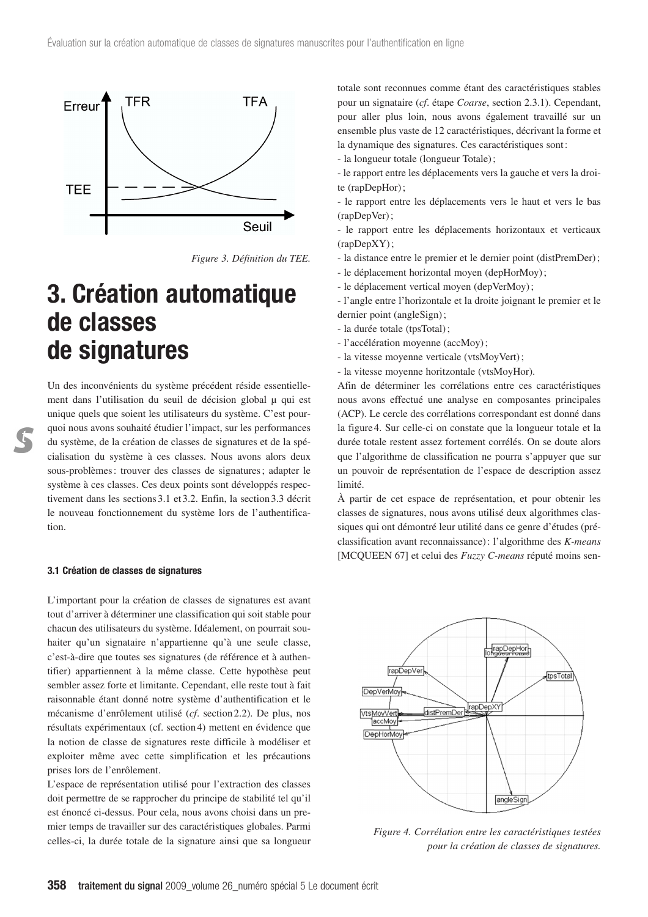Erreur

TFR

TFA

TEE

Seuil

*Figure 3. Définition du TEE.*

# 3. Création automatique de classes de signatures

Un des inconvénients du système précédent réside essentiellement dans l'utilisation du seuil de décision global μ qui est unique quels que soient les utilisateurs du système. C'est pourquoi nous avons souhaité étudier l'impact, sur les performances du système, de la création de classes de signatures et de la spécialisation du système à ces classes. Nous avons alors deux sous-problèmes : trouver des classes de signatures ; adapter le système à ces classes. Ces deux points sont développés respectivement dans les sections 3.1 et 3.2. Enfin, la section 3.3 décrit le nouveau fonctionnement du système lors de l'authentification.

### 3.1 Création de classes de signatures

L'important pour la création de classes de signatures est avant tout d'arriver à déterminer une classification qui soit stable pour chacun des utilisateurs du système. Idéalement, on pourrait souhaiter qu'un signataire n'appartienne qu'à une seule classe, c'est-à-dire que toutes ses signatures (de référence et à authentifier) appartiennent à la même classe. Cette hypothèse peut sembler assez forte et limitante. Cependant, elle reste tout à fait raisonnable étant donné notre système d'authentification et le mécanisme d'enrôlement utilisé (*cf.* section 2.2). De plus, nos résultats expérimentaux (cf. section 4) mettent en évidence que la notion de classe de signatures reste difficile à modéliser et exploiter même avec cette simplification et les précautions prises lors de l'enrôlement.

L'espace de représentation utilisé pour l'extraction des classes doit permettre de se rapprocher du principe de stabilité tel qu'il est énoncé ci-dessus. Pour cela, nous avons choisi dans un premier temps de travailler sur des caractéristiques globales. Parmi celles-ci, la durée totale de la signature ainsi que sa longueur totale sont reconnues comme étant des caractéristiques stables pour un signataire (*cf.* étape *Coarse*, section 2.3.1). Cependant, pour aller plus loin, nous avons également travaillé sur un ensemble plus vaste de 12 caractéristiques, décrivant la forme et la dynamique des signatures. Ces caractéristiques sont :

- la longueur totale (longueur Totale) ;
- le rapport entre les déplacements vers la gauche et vers la droite (rapDepHor) ;
- le rapport entre les déplacements vers le haut et vers le bas (rapDepVer) ;
- le rapport entre les déplacements horizontaux et verticaux (rapDepXY) ;
- la distance entre le premier et le dernier point (distPremDer) ;
- le déplacement horizontal moyen (depHorMoy) ;
- le déplacement vertical moyen (depVerMoy) ;
- l'angle entre l'horizontale et la droite joignant le premier et le dernier point (angleSign) ;
- la durée totale (tpsTotal) ;
- l'accélération moyenne (accMoy) ;
- la vitesse moyenne verticale (vtsMoyVert) ;
- la vitesse moyenne horitzontale (vtsMoyHor).

Afin de déterminer les corrélations entre ces caractéristiques nous avons effectué une analyse en composantes principales (ACP). Le cercle des corrélations correspondant est donné dans la figure 4. Sur celle-ci on constate que la longueur totale et la durée totale restent assez fortement corrélés. On se doute alors que l'algorithme de classification ne pourra s'appuyer que sur un pouvoir de représentation de l'espace de description assez limité.

À partir de cet espace de représentation, et pour obtenir les classes de signatures, nous avons utilisé deux algorithmes classiques qui ont démontré leur utilité dans ce genre d'études (préclassification avant reconnaissance) : l'algorithme des *K-means* [MCQUEEN 67] et celui des *Fuzzy C-means* réputé moins sen-

rapDepHor
longueurTotale
tpsTotal
rapDepVer
DepVerMoy
rapDepXY
distPremDer
VtsMoyVert
accMoy
DepHorMoy
angleSign

*Figure 4. Corrélation entre les caractéristiques testées pour la création de classes de signatures.*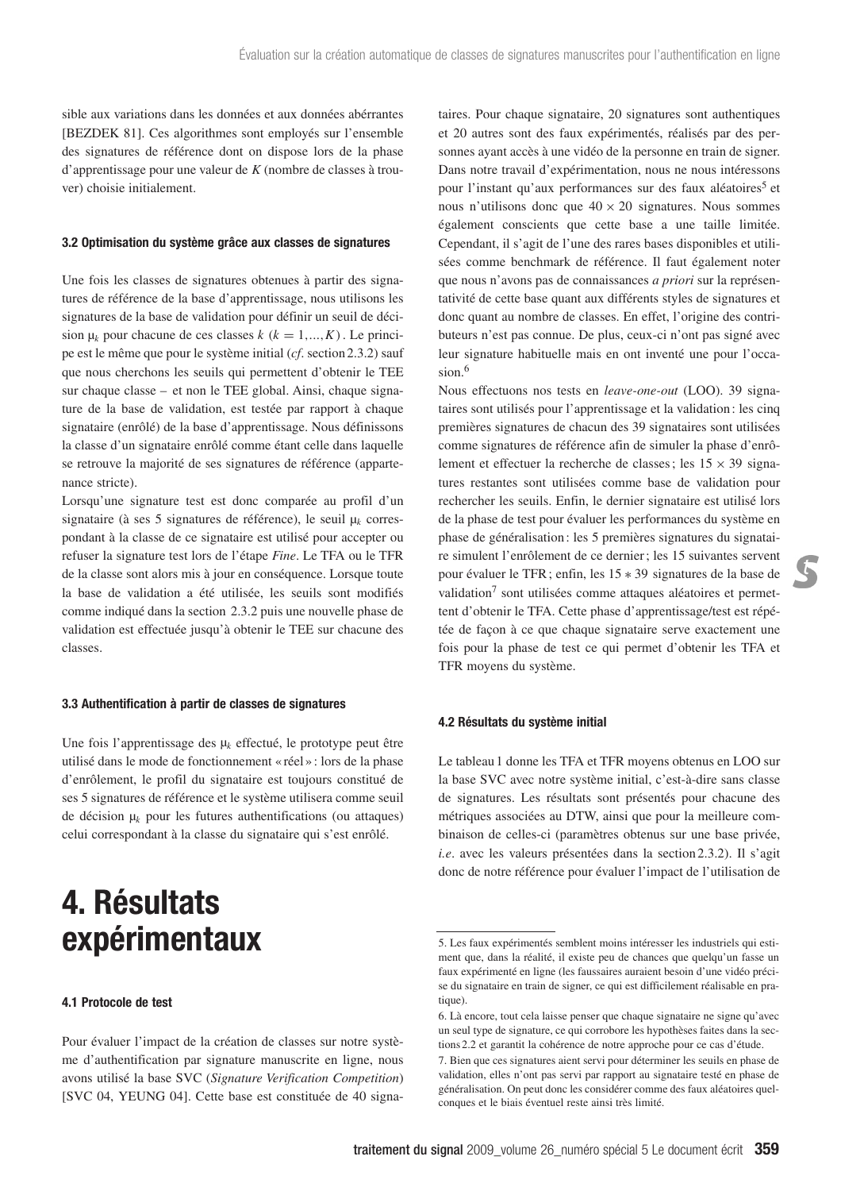sible aux variations dans les données et aux données aberrantes [BEZDEK 81]. Ces algorithmes sont employés sur l'ensemble des signatures de référence dont on dispose lors de la phase d'apprentissage pour une valeur de $K$ (nombre de classes à trouver) choisie initialement.

### 3.2 Optimisation du système grâce aux classes de signatures

Une fois les classes de signatures obtenues à partir des signatures de référence de la base d'apprentissage, nous utilisons les signatures de la base de validation pour définir un seuil de décision $\mu_k$ pour chacune de ces classes $k$ $(k = 1,...,K)$. Le principe est le même que pour le système initial (*cf.* section 2.3.2) sauf que nous cherchons les seuils qui permettent d'obtenir le TEE sur chaque classe – et non le TEE global. Ainsi, chaque signature de la base de validation, est testée par rapport à chaque signataire (enrôlé) de la base d'apprentissage. Nous définissons la classe d'un signataire enrôlé comme étant celle dans laquelle se retrouve la majorité de ses signatures de référence (appartenance stricte).

Lorsqu'une signature test est donc comparée au profil d'un signataire (à ses 5 signatures de référence), le seuil $\mu_k$ correspondant à la classe de ce signataire est utilisé pour accepter ou refuser la signature test lors de l'étape *Fine*. Le TFA ou le TFR de la classe sont alors mis à jour en conséquence. Lorsque toute la base de validation a été utilisée, les seuils sont modifiés comme indiqué dans la section 2.3.2 puis une nouvelle phase de validation est effectuée jusqu'à obtenir le TEE sur chacune des classes.

### 3.3 Authentification à partir de classes de signatures

Une fois l'apprentissage des $\mu_k$ effectué, le prototype peut être utilisé dans le mode de fonctionnement « réel » : lors de la phase d'enrôlement, le profil du signataire est toujours constitué de ses 5 signatures de référence et le système utilisera comme seuil de décision $\mu_k$ pour les futures authentifications (ou attaques) celui correspondant à la classe du signataire qui s'est enrôlé.

# 4. Résultats expérimentaux

### 4.1 Protocole de test

Pour évaluer l'impact de la création de classes sur notre système d'authentification par signature manuscrite en ligne, nous avons utilisé la base SVC (*Signature Verification Competition*) [SVC 04, YEUNG 04]. Cette base est constituée de 40 signataires. Pour chaque signataire, 20 signatures sont authentiques et 20 autres sont des faux expérimentés, réalisés par des personnes ayant accès à une vidéo de la personne en train de signer. Dans notre travail d'expérimentation, nous ne nous intéressons pour l'instant qu'aux performances sur des faux aléatoires[5] et nous n'utilisons donc que $40 \times 20$ signatures. Nous sommes également conscients que cette base a une taille limitée. Cependant, il s'agit de l'une des rares bases disponibles et utilisées comme benchmark de référence. Il faut également noter que nous n'avons pas de connaissances *a priori* sur la représentativité de cette base quant aux différents styles de signatures et donc quant au nombre de classes. En effet, l'origine des contributeurs n'est pas connue. De plus, ceux-ci n'ont pas signé avec leur signature habituelle mais en ont inventé une pour l'occasion.[6]

Nous effectuons nos tests en *leave-one-out* (LOO). 39 signataires sont utilisés pour l'apprentissage et la validation : les cinq premières signatures de chacun des 39 signataires sont utilisées comme signatures de référence afin de simuler la phase d'enrôlement et effectuer la recherche de classes ; les $15 \times 39$ signatures restantes sont utilisées comme base de validation pour rechercher les seuils. Enfin, le dernier signataire est utilisé lors de la phase de test pour évaluer les performances du système en phase de généralisation : les 5 premières signatures du signataire simulent l'enrôlement de ce dernier ; les 15 suivantes servent pour évaluer le TFR ; enfin, les $15 * 39$ signatures de la base de validation[7] sont utilisées comme attaques aléatoires et permettent d'obtenir le TFA. Cette phase d'apprentissage/test est répétée de façon à ce que chaque signataire serve exactement une fois pour la phase de test ce qui permet d'obtenir les TFA et TFR moyens du système.

### 4.2 Résultats du système initial

Le tableau 1 donne les TFA et TFR moyens obtenus en LOO sur la base SVC avec notre système initial, c'est-à-dire sans classe de signatures. Les résultats sont présentés pour chacune des métriques associées au DTW, ainsi que pour la meilleure combinaison de celles-ci (paramètres obtenus sur une base privée, *i.e.* avec les valeurs présentées dans la section 2.3.2). Il s'agit donc de notre référence pour évaluer l'impact de l'utilisation de

---

5. Les faux expérimentés semblent moins intéresser les industriels qui estiment que, dans la réalité, il existe peu de chances que quelqu'un fasse un faux expérimenté en ligne (les faussaires auraient besoin d'une vidéo précise du signataire en train de signer, ce qui est difficilement réalisable en pratique).

6. Là encore, tout cela laisse penser que chaque signataire ne signe qu'avec un seul type de signature, ce qui corrobore les hypothèses faites dans la sections 2.2 et garantit la cohérence de notre approche pour ce cas d'étude.

7. Bien que ces signatures aient servi pour déterminer les seuils en phase de validation, elles n'ont pas servi par rapport au signataire testé en phase de généralisation. On peut donc les considérer comme des faux aléatoires quelconques et le biais éventuel reste ainsi très limité.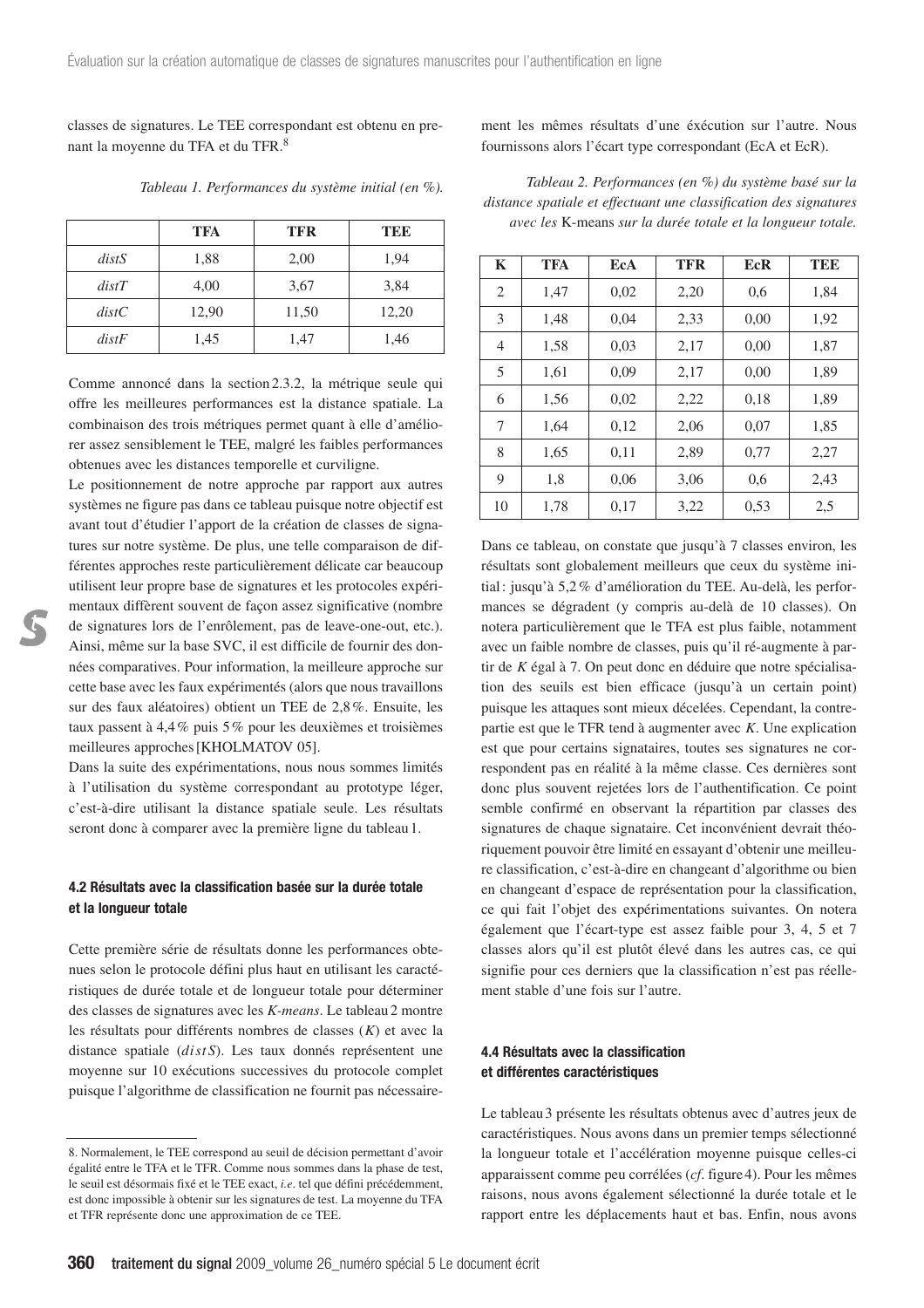classes de signatures. Le TEE correspondant est obtenu en prenant la moyenne du TFA et du TFR.[8]

*Tableau 1. Performances du système initial (en %).*

| | TFA | TFR | TEE |
|---|---|---|---|
| *distS* | 1,88 | 2,00 | 1,94 |
| *distT* | 4,00 | 3,67 | 3,84 |
| *distC* | 12,90 | 11,50 | 12,20 |
| *distF* | 1,45 | 1,47 | 1,46 |

Comme annoncé dans la section 2.3.2, la métrique seule qui offre les meilleures performances est la distance spatiale. La combinaison des trois métriques permet quant à elle d'améliorer assez sensiblement le TEE, malgré les faibles performances obtenues avec les distances temporelle et curviligne.

Le positionnement de notre approche par rapport aux autres systèmes ne figure pas dans ce tableau puisque notre objectif est avant tout d'étudier l'apport de la création de classes de signatures sur notre système. De plus, une telle comparaison de différentes approches reste particulièrement délicate car beaucoup utilisent leur propre base de signatures et les protocoles expérimentaux diffèrent souvent de façon assez significative (nombre de signatures lors de l'enrôlement, pas de leave-one-out, etc.). Ainsi, même sur la base SVC, il est difficile de fournir des données comparatives. Pour information, la meilleure approche sur cette base avec les faux expérimentés (alors que nous travaillons sur des faux aléatoires) obtient un TEE de 2,8 %. Ensuite, les taux passent à 4,4 % puis 5 % pour les deuxièmes et troisièmes meilleures approches [KHOLMATOV 05].

Dans la suite des expérimentations, nous nous sommes limités à l'utilisation du système correspondant au prototype léger, c'est-à-dire utilisant la distance spatiale seule. Les résultats seront donc à comparer avec la première ligne du tableau 1.

#### 4.2 Résultats avec la classification basée sur la durée totale et la longueur totale

Cette première série de résultats donne les performances obtenues selon le protocole défini plus haut en utilisant les caractéristiques de durée totale et de longueur totale pour déterminer des classes de signatures avec les *K-means*. Le tableau 2 montre les résultats pour différents nombres de classes ($K$) et avec la distance spatiale ($distS$). Les taux donnés représentent une moyenne sur 10 exécutions successives du protocole complet puisque l'algorithme de classification ne fournit pas nécessairement les mêmes résultats d'une éxécution sur l'autre. Nous fournissons alors l'écart type correspondant (EcA et EcR).

*Tableau 2. Performances (en %) du système basé sur la distance spatiale et effectuant une classification des signatures avec les* K-means *sur la durée totale et la longueur totale.*

| K | TFA | EcA | TFR | EcR | TEE |
|---|---|---|---|---|---|
| 2 | 1,47 | 0,02 | 2,20 | 0,6 | 1,84 |
| 3 | 1,48 | 0,04 | 2,33 | 0,00 | 1,92 |
| 4 | 1,58 | 0,03 | 2,17 | 0,00 | 1,87 |
| 5 | 1,61 | 0,09 | 2,17 | 0,00 | 1,89 |
| 6 | 1,56 | 0,02 | 2,22 | 0,18 | 1,89 |
| 7 | 1,64 | 0,12 | 2,06 | 0,07 | 1,85 |
| 8 | 1,65 | 0,11 | 2,89 | 0,77 | 2,27 |
| 9 | 1,8 | 0,06 | 3,06 | 0,6 | 2,43 |
| 10 | 1,78 | 0,17 | 3,22 | 0,53 | 2,5 |

Dans ce tableau, on constate que jusqu'à 7 classes environ, les résultats sont globalement meilleurs que ceux du système initial : jusqu'à 5,2 % d'amélioration du TEE. Au-delà, les performances se dégradent (y compris au-delà de 10 classes). On notera particulièrement que le TFA est plus faible, notamment avec un faible nombre de classes, puis qu'il ré-augmente à partir de $K$ égal à 7. On peut donc en déduire que notre spécialisation des seuils est bien efficace (jusqu'à un certain point) puisque les attaques sont mieux décelées. Cependant, la contrepartie est que le TFR tend à augmenter avec $K$. Une explication est que pour certains signataires, toutes ses signatures ne correspondent pas en réalité à la même classe. Ces dernières sont donc plus souvent rejetées lors de l'authentification. Ce point semble confirmé en observant la répartition par classes des signatures de chaque signataire. Cet inconvénient devrait théoriquement pouvoir être limité en essayant d'obtenir une meilleure classification, c'est-à-dire en changeant d'algorithme ou bien en changeant d'espace de représentation pour la classification, ce qui fait l'objet des expérimentations suivantes. On notera également que l'écart-type est assez faible pour 3, 4, 5 et 7 classes alors qu'il est plutôt élevé dans les autres cas, ce qui signifie pour ces derniers que la classification n'est pas réellement stable d'une fois sur l'autre.

#### 4.4 Résultats avec la classification et différentes caractéristiques

Le tableau 3 présente les résultats obtenus avec d'autres jeux de caractéristiques. Nous avons dans un premier temps sélectionné la longueur totale et l'accélération moyenne puisque celles-ci apparaissent comme peu corrélées (*cf*. figure 4). Pour les mêmes raisons, nous avons également sélectionné la durée totale et le rapport entre les déplacements haut et bas. Enfin, nous avons

---

[8] Normalement, le TEE correspond au seuil de décision permettant d'avoir égalité entre le TFA et le TFR. Comme nous sommes dans la phase de test, le seuil est désormais fixé et le TEE exact, *i.e*. tel que défini précédemment, est donc impossible à obtenir sur les signatures de test. La moyenne du TFA et TFR représente donc une approximation de ce TEE.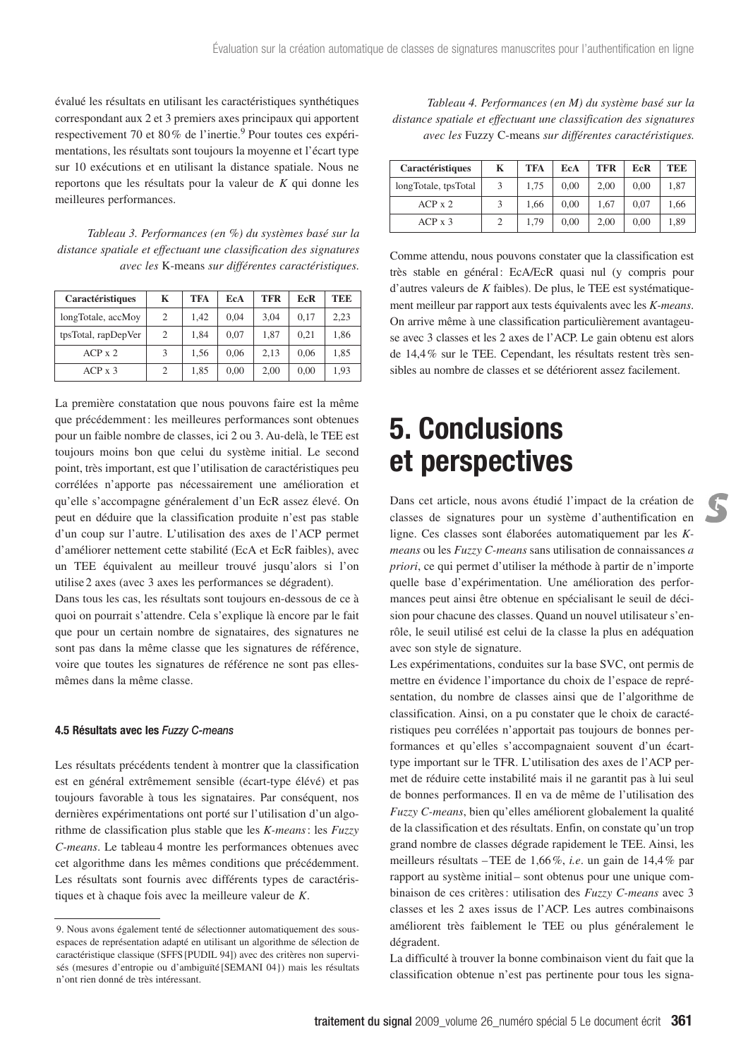évalué les résultats en utilisant les caractéristiques synthétiques correspondant aux 2 et 3 premiers axes principaux qui apportent respectivement 70 et 80% de l'inertie.[9] Pour toutes ces expérimentations, les résultats sont toujours la moyenne et l'écart type sur 10 exécutions et en utilisant la distance spatiale. Nous ne reportons que les résultats pour la valeur de $K$ qui donne les meilleures performances.

*Tableau 3. Performances (en %) du systèmes basé sur la distance spatiale et effectuant une classification des signatures avec les* K-means *sur différentes caractéristiques.*

| Caractéristiques | K | TFA | EcA | TFR | EcR | TEE |
|---|---|---|---|---|---|---|
| longTotale, accMoy | 2 | 1,42 | 0,04 | 3,04 | 0,17 | 2,23 |
| tpsTotal, rapDepVer | 2 | 1,84 | 0,07 | 1,87 | 0,21 | 1,86 |
| ACP x 2 | 3 | 1,56 | 0,06 | 2,13 | 0,06 | 1,85 |
| ACP x 3 | 2 | 1,85 | 0,00 | 2,00 | 0,00 | 1,93 |

La première constatation que nous pouvons faire est la même que précédemment : les meilleures performances sont obtenues pour un faible nombre de classes, ici 2 ou 3. Au-delà, le TEE est toujours moins bon que celui du système initial. Le second point, très important, est que l'utilisation de caractéristiques peu corrélées n'apporte pas nécessairement une amélioration et qu'elle s'accompagne généralement d'un EcR assez élevé. On peut en déduire que la classification produite n'est pas stable d'un coup sur l'autre. L'utilisation des axes de l'ACP permet d'améliorer nettement cette stabilité (EcA et EcR faibles), avec un TEE équivalent au meilleur trouvé jusqu'alors si l'on utilise 2 axes (avec 3 axes les performances se dégradent).

Dans tous les cas, les résultats sont toujours en-dessous de ce à quoi on pourrait s'attendre. Cela s'explique là encore par le fait que pour un certain nombre de signataires, des signatures ne sont pas dans la même classe que les signatures de référence, voire que toutes les signatures de référence ne sont pas elles-mêmes dans la même classe.

#### 4.5 Résultats avec les *Fuzzy C-means*

Les résultats précédents tendent à montrer que la classification est en général extrêmement sensible (écart-type élevé) et pas toujours favorable à tous les signataires. Par conséquent, nos dernières expérimentations ont porté sur l'utilisation d'un algorithme de classification plus stable que les *K-means* : les *Fuzzy C-means*. Le tableau 4 montre les performances obtenues avec cet algorithme dans les mêmes conditions que précédemment. Les résultats sont fournis avec différents types de caractéristiques et à chaque fois avec la meilleure valeur de $K$.

[9] Nous avons également tenté de sélectionner automatiquement des sous-espaces de représentation adapté en utilisant un algorithme de sélection de caractéristique classique (SFFS [PUDIL 94]) avec des critères non supervisés (mesures d'entropie ou d'ambiguïté [SEMANI 04}) mais les résultats n'ont rien donné de très intéressant.

*Tableau 4. Performances (en M) du système basé sur la distance spatiale et effectuant une classification des signatures avec les* Fuzzy C-means *sur différentes caractéristiques.*

| Caractéristiques | K | TFA | EcA | TFR | EcR | TEE |
|---|---|---|---|---|---|---|
| longTotale, tpsTotal | 3 | 1,75 | 0,00 | 2,00 | 0,00 | 1,87 |
| ACP x 2 | 3 | 1,66 | 0,00 | 1,67 | 0,07 | 1,66 |
| ACP x 3 | 2 | 1,79 | 0,00 | 2,00 | 0,00 | 1,89 |

Comme attendu, nous pouvons constater que la classification est très stable en général : EcA/EcR quasi nul (y compris pour d'autres valeurs de $K$ faibles). De plus, le TEE est systématiquement meilleur par rapport aux tests équivalents avec les *K-means*. On arrive même à une classification particulièrement avantageuse avec 3 classes et les 2 axes de l'ACP. Le gain obtenu est alors de 14,4% sur le TEE. Cependant, les résultats restent très sensibles au nombre de classes et se détériorent assez facilement.

# 5. Conclusions et perspectives

Dans cet article, nous avons étudié l'impact de la création de classes de signatures pour un système d'authentification en ligne. Ces classes sont élaborées automatiquement par les *K-means* ou les *Fuzzy C-means* sans utilisation de connaissances *a priori*, ce qui permet d'utiliser la méthode à partir de n'importe quelle base d'expérimentation. Une amélioration des performances peut ainsi être obtenue en spécialisant le seuil de décision pour chacune des classes. Quand un nouvel utilisateur s'enrôle, le seuil utilisé est celui de la classe la plus en adéquation avec son style de signature.

Les expérimentations, conduites sur la base SVC, ont permis de mettre en évidence l'importance du choix de l'espace de représentation, du nombre de classes ainsi que de l'algorithme de classification. Ainsi, on a pu constater que le choix de caractéristiques peu corrélées n'apportait pas toujours de bonnes performances et qu'elles s'accompagnaient souvent d'un écart-type important sur le TFR. L'utilisation des axes de l'ACP permet de réduire cette instabilité mais il ne garantit pas à lui seul de bonnes performances. Il en va de même de l'utilisation des *Fuzzy C-means*, bien qu'elles améliorent globalement la qualité de la classification et des résultats. Enfin, on constate qu'un trop grand nombre de classes dégrade rapidement le TEE. Ainsi, les meilleurs résultats – TEE de 1,66%, *i.e.* un gain de 14,4% par rapport au système initial – sont obtenus pour une unique combinaison de ces critères : utilisation des *Fuzzy C-means* avec 3 classes et les 2 axes issus de l'ACP. Les autres combinaisons améliorent très faiblement le TEE ou plus généralement le dégradent.

La difficulté à trouver la bonne combinaison vient du fait que la classification obtenue n'est pas pertinente pour tous les signa-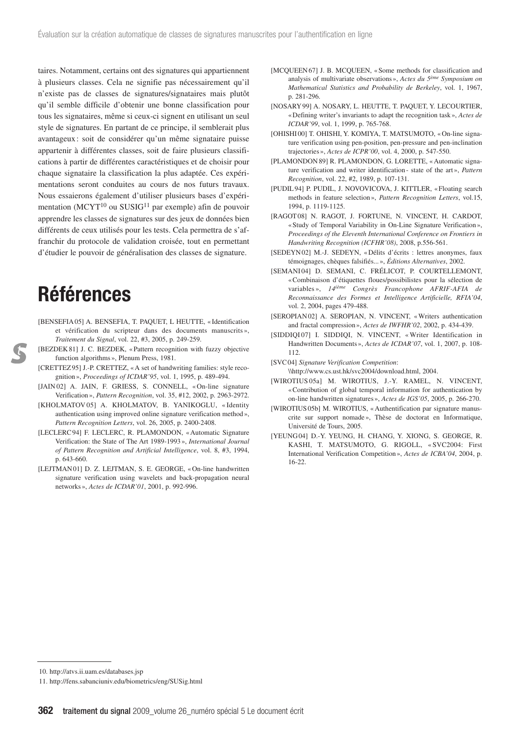taires. Notamment, certains ont des signatures qui appartiennent à plusieurs classes. Cela ne signifie pas nécessairement qu'il n'existe pas de classes de signatures/signataires mais plutôt qu'il semble difficile d'obtenir une bonne classification pour tous les signataires, même si ceux-ci signent en utilisant un seul style de signatures. En partant de ce principe, il semblerait plus avantageux : soit de considérer qu'un même signataire puisse appartenir à différentes classes, soit de faire plusieurs classifications à partir de différentes caractéristiques et de choisir pour chaque signataire la classification la plus adaptée. Ces expérimentations seront conduites au cours de nos futurs travaux. Nous essaierons également d'utiliser plusieurs bases d'expérimentation (MCYT[10] ou SUSIG[11] par exemple) afin de pouvoir apprendre les classes de signatures sur des jeux de données bien différents de ceux utilisés pour les tests. Cela permettra de s'affranchir du protocole de validation croisée, tout en permettant d'étudier le pouvoir de généralisation des classes de signature.

# Références

[BENSEFIA 05] A. BENSEFIA, T. PAQUET, L HEUTTE, « Identification et vérification du scripteur dans des documents manuscrits », *Traitement du Signal*, vol. 22, #3, 2005, p. 249-259.

[BEZDEK 81] J. C. BEZDEK, « Pattern recognition with fuzzy objective function algorithms », Plenum Press, 1981.

[CRETTEZ 95] J.-P. CRETTEZ, « A set of handwriting families: style recognition », *Proceedings of ICDAR'95*, vol. 1, 1995, p. 489-494.

[JAIN 02] A. JAIN, F. GRIESS, S. CONNELL, « On-line signature Verification », *Pattern Recognition*, vol. 35, #12, 2002, p. 2963-2972.

[KHOLMATOV 05] A. KHOLMATOV, B. YANIKOGLU, « Identity authentication using improved online signature verification method », *Pattern Recognition Letters*, vol. 26, 2005, p. 2400-2408.

[LECLERC 94] F. LECLERC, R. PLAMONDON, « Automatic Signature Verification: the State of The Art 1989-1993 », *International Journal of Pattern Recognition and Artificial Intelligence*, vol. 8, #3, 1994, p. 643-660.

[LEJTMAN 01] D. Z. LEJTMAN, S. E. GEORGE, « On-line handwritten signature verification using wavelets and back-propagation neural networks », *Actes de ICDAR'01*, 2001, p. 992-996.

[MCQUEEN 67] J. B. MCQUEEN, « Some methods for classification and analysis of multivariate observations », *Actes du 5ème Symposium on Mathematical Statistics and Probability de Berkeley*, vol. 1, 1967, p. 281-296.

[NOSARY 99] A. NOSARY, L. HEUTTE, T. PAQUET, Y. LECOURTIER, « Defining writer's invariants to adapt the recognition task », *Actes de ICDAR'99*, vol. 1, 1999, p. 765-768.

[OHISHI 00] T. OHISHI, Y. KOMIYA, T. MATSUMOTO, « On-line signature verification using pen-position, pen-pressure and pen-inclination trajectories », *Actes de ICPR'00*, vol. 4, 2000, p. 547-550.

[PLAMONDON 89] R. PLAMONDON, G. LORETTE, « Automatic signature verification and writer identification - state of the art », *Pattern Recognition*, vol. 22, #2, 1989, p. 107-131.

[PUDIL 94] P. PUDIL, J. NOVOVICOVA, J. KITTLER, « Floating search methods in feature selection », *Pattern Recognition Letters*, vol.15, 1994, p. 1119-1125.

[RAGOT 08] N. RAGOT, J. FORTUNE, N. VINCENT, H. CARDOT, « Study of Temporal Variability in On-Line Signature Verification », *Proceedings of the Eleventh International Conference on Frontiers in Handwriting Recognition (ICFHR'08)*, 2008, p.556-561.

[SEDEYN 02] M.-J. SEDEYN, « Délits d'écrits : lettres anonymes, faux témoignages, chèques falsifiés... », *Éditions Alternatives*, 2002.

[SEMANI 04] D. SEMANI, C. FRÉLICOT, P. COURTELLEMONT, « Combinaison d'étiquettes floues/possibilistes pour la sélection de variables », *14ième Congrès Francophone AFRIF-AFIA de Reconnaissance des Formes et Intelligence Artificielle, RFIA'04*, vol. 2, 2004, pages 479-488.

[SEROPIAN 02] A. SEROPIAN, N. VINCENT, « Writers authentication and fractal compression », *Actes de IWFHR'02*, 2002, p. 434-439.

[SIDDIQI 07] I. SIDDIQI, N. VINCENT, « Writer Identification in Handwritten Documents », *Actes de ICDAR'07*, vol. 1, 2007, p. 108-112.

[SVC 04] *Signature Verification Competition*: \\http://www.cs.ust.hk/svc2004/download.html, 2004.

[WIROTIUS 05a] M. WIROTIUS, J.-Y. RAMEL, N. VINCENT, « Contribution of global temporal information for authentication by on-line handwritten signatures », *Actes de IGS'05*, 2005, p. 266-270.

[WIROTIUS 05b] M. WIROTIUS, « Authentification par signature manuscrite sur support nomade », Thèse de doctorat en Informatique, Université de Tours, 2005.

[YEUNG 04] D.-Y. YEUNG, H. CHANG, Y. XIONG, S. GEORGE, R. KASHI, T. MATSUMOTO, G. RIGOLL, « SVC2004: First International Verification Competition », *Actes de ICBA'04*, 2004, p. 16-22.

---

10. http://atvs.ii.uam.es/databases.jsp

11. http://fens.sabanciuniv.edu/biometrics/eng/SUSig.html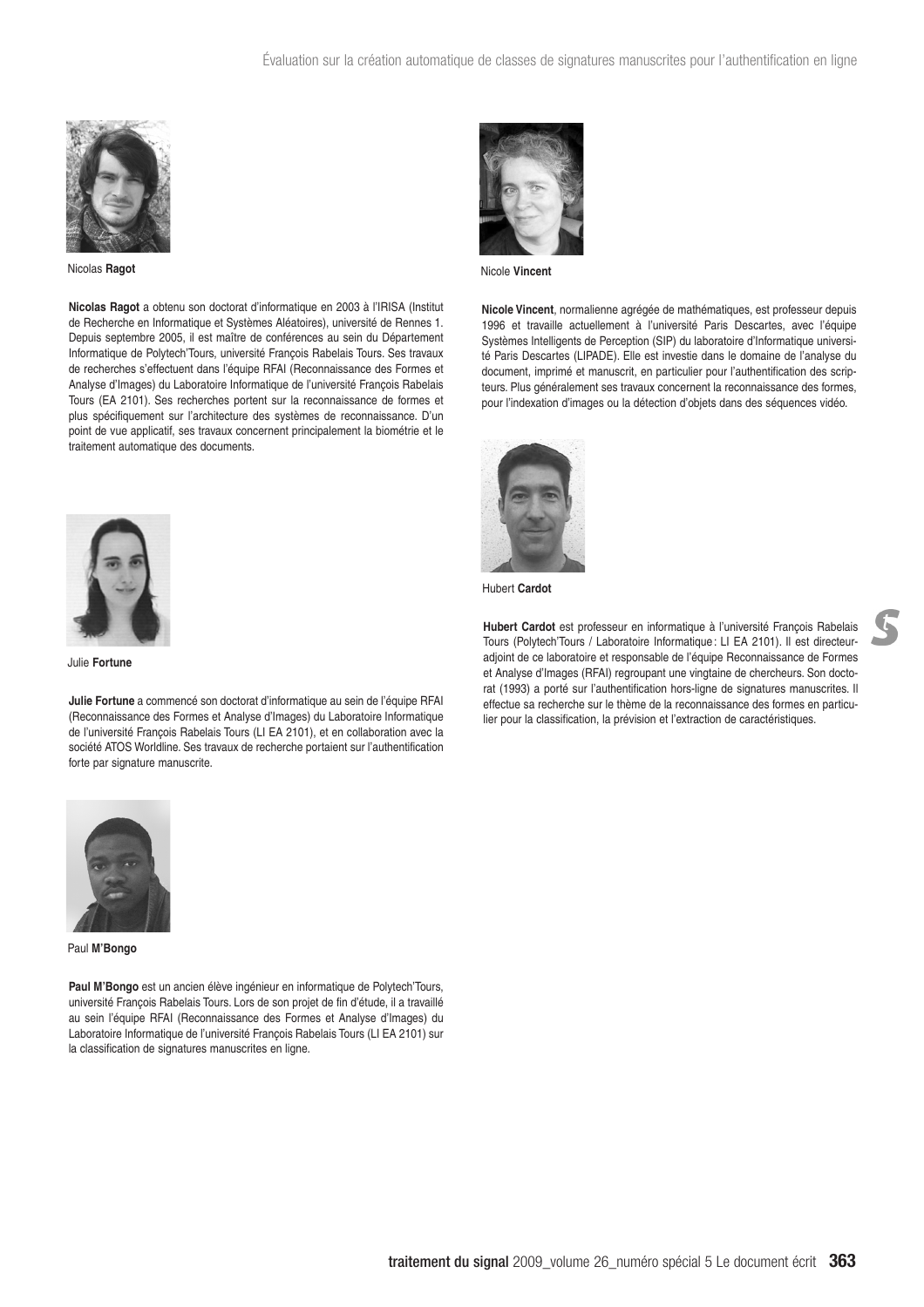Nicolas **Ragot**

**Nicolas Ragot** a obtenu son doctorat d'informatique en 2003 à l'IRISA (Institut de Recherche en Informatique et Systèmes Aléatoires), université de Rennes 1. Depuis septembre 2005, il est maître de conférences au sein du Département Informatique de Polytech'Tours, université François Rabelais Tours. Ses travaux de recherches s'effectuent dans l'équipe RFAI (Reconnaissance des Formes et Analyse d'Images) du Laboratoire Informatique de l'université François Rabelais Tours (EA 2101). Ses recherches portent sur la reconnaissance de formes et plus spécifiquement sur l'architecture des systèmes de reconnaissance. D'un point de vue applicatif, ses travaux concernent principalement la biométrie et le traitement automatique des documents.

Julie **Fortune**

**Julie Fortune** a commencé son doctorat d'informatique au sein de l'équipe RFAI (Reconnaissance des Formes et Analyse d'Images) du Laboratoire Informatique de l'université François Rabelais Tours (LI EA 2101), et en collaboration avec la société ATOS Worldline. Ses travaux de recherche portaient sur l'authentification forte par signature manuscrite.

Paul **M'Bongo**

**Paul M'Bongo** est un ancien élève ingénieur en informatique de Polytech'Tours, université François Rabelais Tours. Lors de son projet de fin d'étude, il a travaillé au sein l'équipe RFAI (Reconnaissance des Formes et Analyse d'Images) du Laboratoire Informatique de l'université François Rabelais Tours (LI EA 2101) sur la classification de signatures manuscrites en ligne.

Nicole **Vincent**

**Nicole Vincent**, normalienne agrégée de mathématiques, est professeur depuis 1996 et travaille actuellement à l'université Paris Descartes, avec l'équipe Systèmes Intelligents de Perception (SIP) du laboratoire d'Informatique université Paris Descartes (LIPADE). Elle est investie dans le domaine de l'analyse du document, imprimé et manuscrit, en particulier pour l'authentification des scripteurs. Plus généralement ses travaux concernent la reconnaissance des formes, pour l'indexation d'images ou la détection d'objets dans des séquences vidéo.

Hubert **Cardot**

**Hubert Cardot** est professeur en informatique à l'université François Rabelais Tours (Polytech'Tours / Laboratoire Informatique : LI EA 2101). Il est directeur-adjoint de ce laboratoire et responsable de l'équipe Reconnaissance de Formes et Analyse d'Images (RFAI) regroupant une vingtaine de chercheurs. Son doctorat (1993) a porté sur l'authentification hors-ligne de signatures manuscrites. Il effectue sa recherche sur le thème de la reconnaissance des formes en particulier pour la classification, la prévision et l'extraction de caractéristiques.